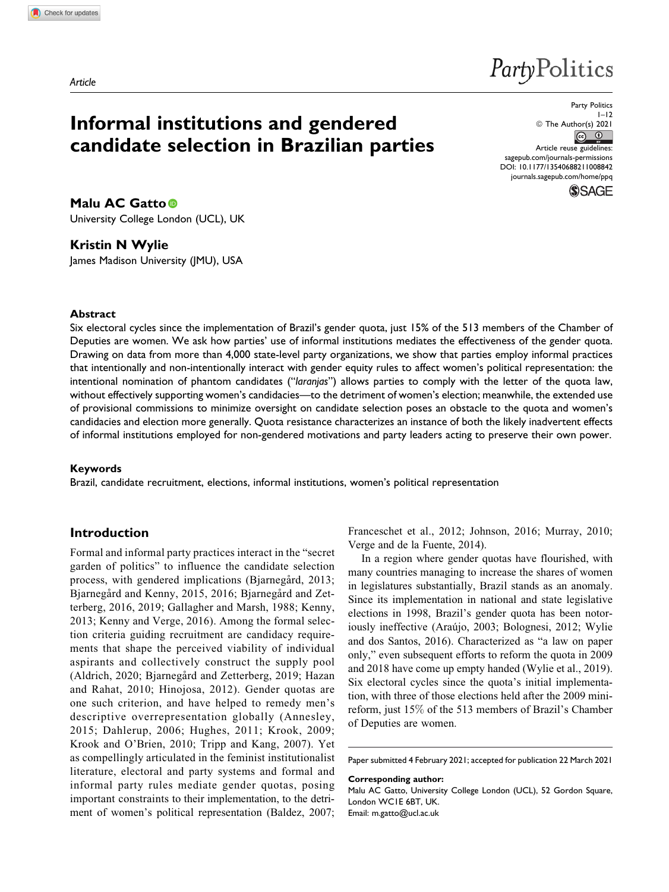Article

# Informal institutions and gendered candidate selection in Brazilian parties

Party Politics
1–12
© The Author(s) 2021
Article reuse guidelines:
sagepub.com/journals-permissions
DOI: 10.1177/13540688211008842
journals.sagepub.com/home/ppq

**Malu AC Gatto**
University College London (UCL), UK

**Kristin N Wylie**
James Madison University (JMU), USA

## Abstract

Six electoral cycles since the implementation of Brazil's gender quota, just 15% of the 513 members of the Chamber of Deputies are women. We ask how parties' use of informal institutions mediates the effectiveness of the gender quota. Drawing on data from more than 4,000 state-level party organizations, we show that parties employ informal practices that intentionally and non-intentionally interact with gender equity rules to affect women's political representation: the intentional nomination of phantom candidates ("*laranjas*") allows parties to comply with the letter of the quota law, without effectively supporting women's candidacies—to the detriment of women's election; meanwhile, the extended use of provisional commissions to minimize oversight on candidate selection poses an obstacle to the quota and women's candidacies and election more generally. Quota resistance characterizes an instance of both the likely inadvertent effects of informal institutions employed for non-gendered motivations and party leaders acting to preserve their own power.

## Keywords

Brazil, candidate recruitment, elections, informal institutions, women's political representation

## Introduction

Formal and informal party practices interact in the "secret garden of politics" to influence the candidate selection process, with gendered implications (Bjarnegård, 2013; Bjarnegård and Kenny, 2015, 2016; Bjarnegård and Zetterberg, 2016, 2019; Gallagher and Marsh, 1988; Kenny, 2013; Kenny and Verge, 2016). Among the formal selection criteria guiding recruitment are candidacy requirements that shape the perceived viability of individual aspirants and collectively construct the supply pool (Aldrich, 2020; Bjarnegård and Zetterberg, 2019; Hazan and Rahat, 2010; Hinojosa, 2012). Gender quotas are one such criterion, and have helped to remedy men's descriptive overrepresentation globally (Annesley, 2015; Dahlerup, 2006; Hughes, 2011; Krook, 2009; Krook and O'Brien, 2010; Tripp and Kang, 2007). Yet as compellingly articulated in the feminist institutionalist literature, electoral and party systems and formal and informal party rules mediate gender quotas, posing important constraints to their implementation, to the detriment of women's political representation (Baldez, 2007; Franceschet et al., 2012; Johnson, 2016; Murray, 2010; Verge and de la Fuente, 2014).

In a region where gender quotas have flourished, with many countries managing to increase the shares of women in legislatures substantially, Brazil stands as an anomaly. Since its implementation in national and state legislative elections in 1998, Brazil's gender quota has been notoriously ineffective (Araújo, 2003; Bolognesi, 2012; Wylie and dos Santos, 2016). Characterized as "a law on paper only," even subsequent efforts to reform the quota in 2009 and 2018 have come up empty handed (Wylie et al., 2019). Six electoral cycles since the quota's initial implementation, with three of those elections held after the 2009 mini-reform, just 15% of the 513 members of Brazil's Chamber of Deputies are women.

Paper submitted 4 February 2021; accepted for publication 22 March 2021

**Corresponding author:**
Malu AC Gatto, University College London (UCL), 52 Gordon Square, London WC1E 6BT, UK.
Email: m.gatto@ucl.ac.uk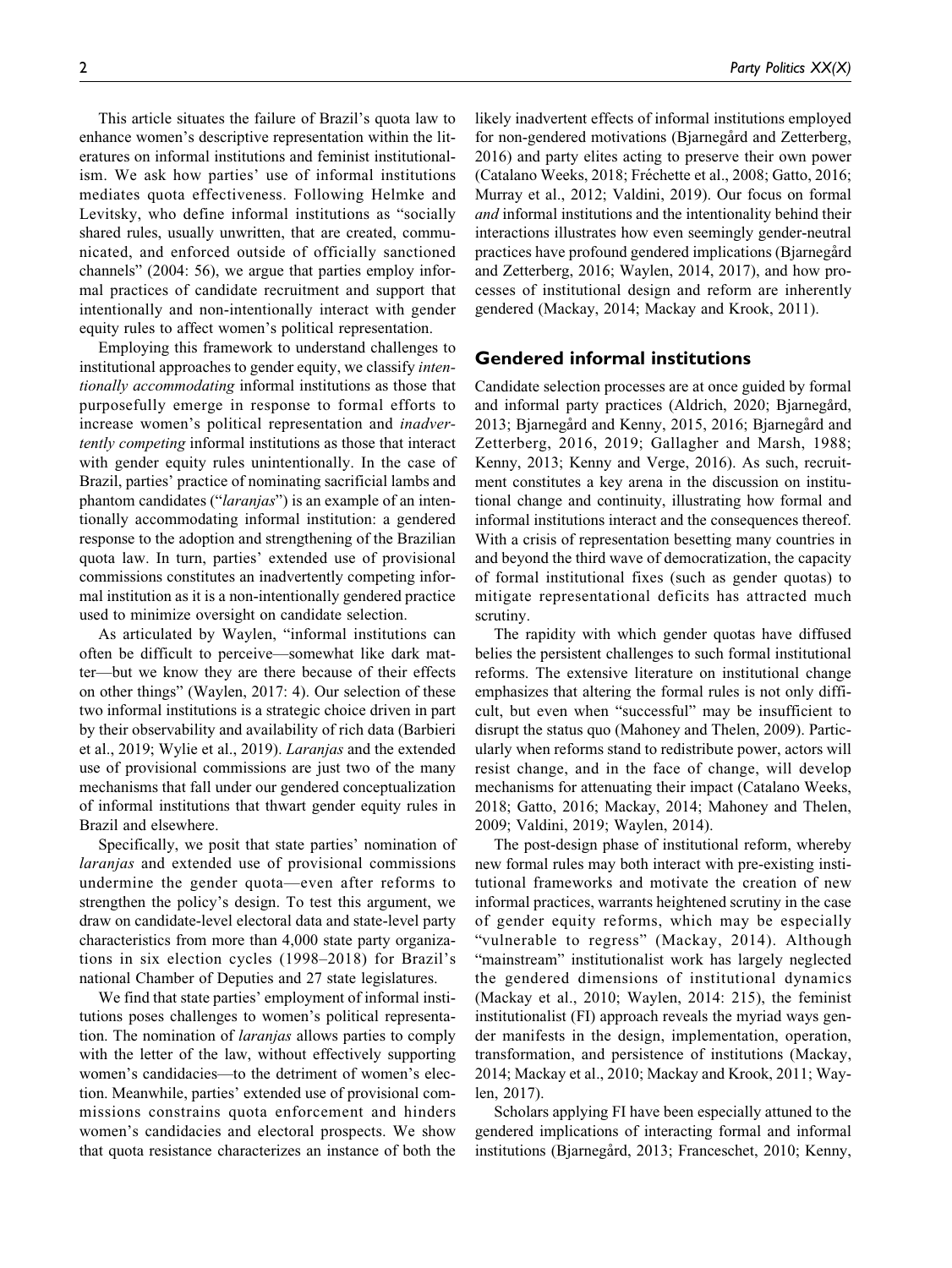This article situates the failure of Brazil's quota law to enhance women's descriptive representation within the literatures on informal institutions and feminist institutionalism. We ask how parties' use of informal institutions mediates quota effectiveness. Following Helmke and Levitsky, who define informal institutions as "socially shared rules, usually unwritten, that are created, communicated, and enforced outside of officially sanctioned channels" (2004: 56), we argue that parties employ informal practices of candidate recruitment and support that intentionally and non-intentionally interact with gender equity rules to affect women's political representation.

Employing this framework to understand challenges to institutional approaches to gender equity, we classify *intentionally accommodating* informal institutions as those that purposefully emerge in response to formal efforts to increase women's political representation and *inadvertently competing* informal institutions as those that interact with gender equity rules unintentionally. In the case of Brazil, parties' practice of nominating sacrificial lambs and phantom candidates ("*laranjas*") is an example of an intentionally accommodating informal institution: a gendered response to the adoption and strengthening of the Brazilian quota law. In turn, parties' extended use of provisional commissions constitutes an inadvertently competing informal institution as it is a non-intentionally gendered practice used to minimize oversight on candidate selection.

As articulated by Waylen, "informal institutions can often be difficult to perceive—somewhat like dark matter—but we know they are there because of their effects on other things" (Waylen, 2017: 4). Our selection of these two informal institutions is a strategic choice driven in part by their observability and availability of rich data (Barbieri et al., 2019; Wylie et al., 2019). *Laranjas* and the extended use of provisional commissions are just two of the many mechanisms that fall under our gendered conceptualization of informal institutions that thwart gender equity rules in Brazil and elsewhere.

Specifically, we posit that state parties' nomination of *laranjas* and extended use of provisional commissions undermine the gender quota—even after reforms to strengthen the policy's design. To test this argument, we draw on candidate-level electoral data and state-level party characteristics from more than 4,000 state party organizations in six election cycles (1998–2018) for Brazil's national Chamber of Deputies and 27 state legislatures.

We find that state parties' employment of informal institutions poses challenges to women's political representation. The nomination of *laranjas* allows parties to comply with the letter of the law, without effectively supporting women's candidacies—to the detriment of women's election. Meanwhile, parties' extended use of provisional commissions constrains quota enforcement and hinders women's candidacies and electoral prospects. We show that quota resistance characterizes an instance of both the likely inadvertent effects of informal institutions employed for non-gendered motivations (Bjarnegård and Zetterberg, 2016) and party elites acting to preserve their own power (Catalano Weeks, 2018; Fréchette et al., 2008; Gatto, 2016; Murray et al., 2012; Valdini, 2019). Our focus on formal *and* informal institutions and the intentionality behind their interactions illustrates how even seemingly gender-neutral practices have profound gendered implications (Bjarnegård and Zetterberg, 2016; Waylen, 2014, 2017), and how processes of institutional design and reform are inherently gendered (Mackay, 2014; Mackay and Krook, 2011).

## Gendered informal institutions

Candidate selection processes are at once guided by formal and informal party practices (Aldrich, 2020; Bjarnegård, 2013; Bjarnegård and Kenny, 2015, 2016; Bjarnegård and Zetterberg, 2016, 2019; Gallagher and Marsh, 1988; Kenny, 2013; Kenny and Verge, 2016). As such, recruitment constitutes a key arena in the discussion on institutional change and continuity, illustrating how formal and informal institutions interact and the consequences thereof. With a crisis of representation besetting many countries in and beyond the third wave of democratization, the capacity of formal institutional fixes (such as gender quotas) to mitigate representational deficits has attracted much scrutiny.

The rapidity with which gender quotas have diffused belies the persistent challenges to such formal institutional reforms. The extensive literature on institutional change emphasizes that altering the formal rules is not only difficult, but even when "successful" may be insufficient to disrupt the status quo (Mahoney and Thelen, 2009). Particularly when reforms stand to redistribute power, actors will resist change, and in the face of change, will develop mechanisms for attenuating their impact (Catalano Weeks, 2018; Gatto, 2016; Mackay, 2014; Mahoney and Thelen, 2009; Valdini, 2019; Waylen, 2014).

The post-design phase of institutional reform, whereby new formal rules may both interact with pre-existing institutional frameworks and motivate the creation of new informal practices, warrants heightened scrutiny in the case of gender equity reforms, which may be especially "vulnerable to regress" (Mackay, 2014). Although "mainstream" institutionalist work has largely neglected the gendered dimensions of institutional dynamics (Mackay et al., 2010; Waylen, 2014: 215), the feminist institutionalist (FI) approach reveals the myriad ways gender manifests in the design, implementation, operation, transformation, and persistence of institutions (Mackay, 2014; Mackay et al., 2010; Mackay and Krook, 2011; Waylen, 2017).

Scholars applying FI have been especially attuned to the gendered implications of interacting formal and informal institutions (Bjarnegård, 2013; Franceschet, 2010; Kenny,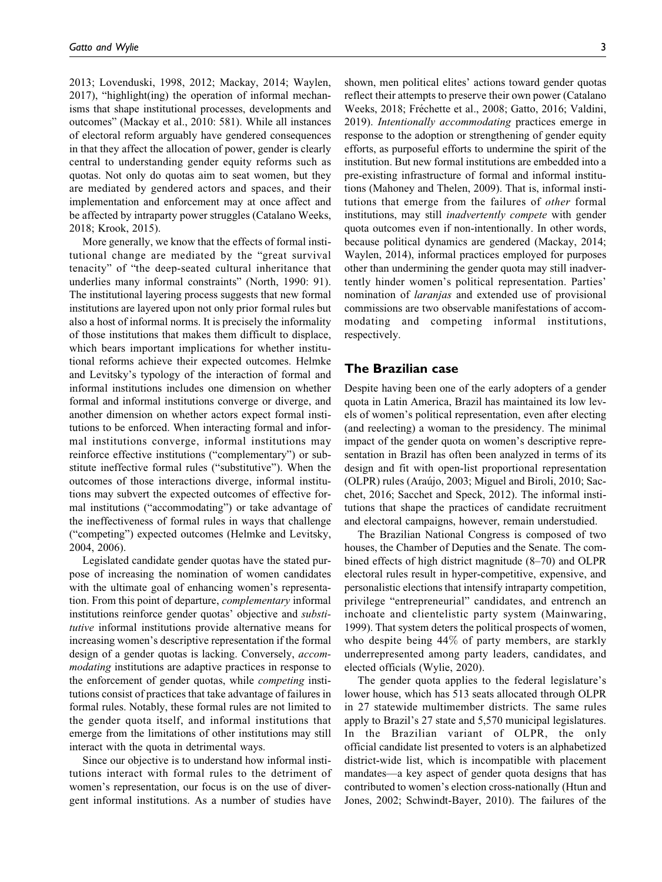2013; Lovenduski, 1998, 2012; Mackay, 2014; Waylen, 2017), "highlight(ing) the operation of informal mechanisms that shape institutional processes, developments and outcomes" (Mackay et al., 2010: 581). While all instances of electoral reform arguably have gendered consequences in that they affect the allocation of power, gender is clearly central to understanding gender equity reforms such as quotas. Not only do quotas aim to seat women, but they are mediated by gendered actors and spaces, and their implementation and enforcement may at once affect and be affected by intraparty power struggles (Catalano Weeks, 2018; Krook, 2015).

More generally, we know that the effects of formal institutional change are mediated by the "great survival tenacity" of "the deep-seated cultural inheritance that underlies many informal constraints" (North, 1990: 91). The institutional layering process suggests that new formal institutions are layered upon not only prior formal rules but also a host of informal norms. It is precisely the informality of those institutions that makes them difficult to displace, which bears important implications for whether institutional reforms achieve their expected outcomes. Helmke and Levitsky's typology of the interaction of formal and informal institutions includes one dimension on whether formal and informal institutions converge or diverge, and another dimension on whether actors expect formal institutions to be enforced. When interacting formal and informal institutions converge, informal institutions may reinforce effective institutions ("complementary") or substitute ineffective formal rules ("substitutive"). When the outcomes of those interactions diverge, informal institutions may subvert the expected outcomes of effective formal institutions ("accommodating") or take advantage of the ineffectiveness of formal rules in ways that challenge ("competing") expected outcomes (Helmke and Levitsky, 2004, 2006).

Legislated candidate gender quotas have the stated purpose of increasing the nomination of women candidates with the ultimate goal of enhancing women's representation. From this point of departure, *complementary* informal institutions reinforce gender quotas' objective and *substitutive* informal institutions provide alternative means for increasing women's descriptive representation if the formal design of a gender quotas is lacking. Conversely, *accommodating* institutions are adaptive practices in response to the enforcement of gender quotas, while *competing* institutions consist of practices that take advantage of failures in formal rules. Notably, these formal rules are not limited to the gender quota itself, and informal institutions that emerge from the limitations of other institutions may still interact with the quota in detrimental ways.

Since our objective is to understand how informal institutions interact with formal rules to the detriment of women's representation, our focus is on the use of divergent informal institutions. As a number of studies have shown, men political elites' actions toward gender quotas reflect their attempts to preserve their own power (Catalano Weeks, 2018; Fréchette et al., 2008; Gatto, 2016; Valdini, 2019). *Intentionally accommodating* practices emerge in response to the adoption or strengthening of gender equity efforts, as purposeful efforts to undermine the spirit of the institution. But new formal institutions are embedded into a pre-existing infrastructure of formal and informal institutions (Mahoney and Thelen, 2009). That is, informal institutions that emerge from the failures of *other* formal institutions, may still *inadvertently compete* with gender quota outcomes even if non-intentionally. In other words, because political dynamics are gendered (Mackay, 2014; Waylen, 2014), informal practices employed for purposes other than undermining the gender quota may still inadvertently hinder women's political representation. Parties' nomination of *laranjas* and extended use of provisional commissions are two observable manifestations of accommodating and competing informal institutions, respectively.

## The Brazilian case

Despite having been one of the early adopters of a gender quota in Latin America, Brazil has maintained its low levels of women's political representation, even after electing (and reelecting) a woman to the presidency. The minimal impact of the gender quota on women's descriptive representation in Brazil has often been analyzed in terms of its design and fit with open-list proportional representation (OLPR) rules (Araújo, 2003; Miguel and Biroli, 2010; Sacchet, 2016; Sacchet and Speck, 2012). The informal institutions that shape the practices of candidate recruitment and electoral campaigns, however, remain understudied.

The Brazilian National Congress is composed of two houses, the Chamber of Deputies and the Senate. The combined effects of high district magnitude (8–70) and OLPR electoral rules result in hyper-competitive, expensive, and personalistic elections that intensify intraparty competition, privilege "entrepreneurial" candidates, and entrench an inchoate and clientelistic party system (Mainwaring, 1999). That system deters the political prospects of women, who despite being 44% of party members, are starkly underrepresented among party leaders, candidates, and elected officials (Wylie, 2020).

The gender quota applies to the federal legislature's lower house, which has 513 seats allocated through OLPR in 27 statewide multimember districts. The same rules apply to Brazil's 27 state and 5,570 municipal legislatures. In the Brazilian variant of OLPR, the only official candidate list presented to voters is an alphabetized district-wide list, which is incompatible with placement mandates—a key aspect of gender quota designs that has contributed to women's election cross-nationally (Htun and Jones, 2002; Schwindt-Bayer, 2010). The failures of the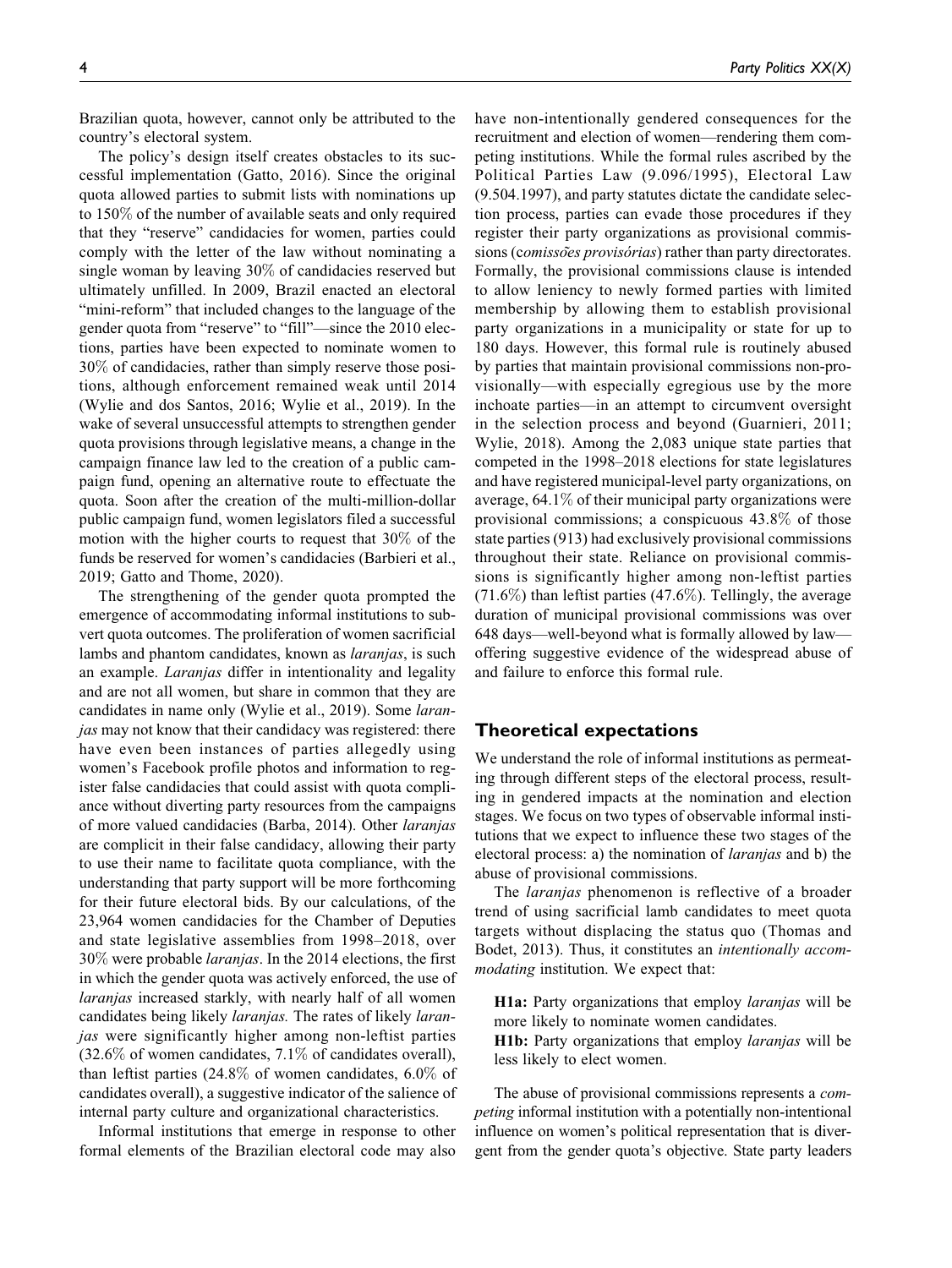Brazilian quota, however, cannot only be attributed to the country's electoral system.

The policy's design itself creates obstacles to its successful implementation (Gatto, 2016). Since the original quota allowed parties to submit lists with nominations up to 150% of the number of available seats and only required that they "reserve" candidacies for women, parties could comply with the letter of the law without nominating a single woman by leaving 30% of candidacies reserved but ultimately unfilled. In 2009, Brazil enacted an electoral "mini-reform" that included changes to the language of the gender quota from "reserve" to "fill"—since the 2010 elections, parties have been expected to nominate women to 30% of candidacies, rather than simply reserve those positions, although enforcement remained weak until 2014 (Wylie and dos Santos, 2016; Wylie et al., 2019). In the wake of several unsuccessful attempts to strengthen gender quota provisions through legislative means, a change in the campaign finance law led to the creation of a public campaign fund, opening an alternative route to effectuate the quota. Soon after the creation of the multi-million-dollar public campaign fund, women legislators filed a successful motion with the higher courts to request that 30% of the funds be reserved for women's candidacies (Barbieri et al., 2019; Gatto and Thome, 2020).

The strengthening of the gender quota prompted the emergence of accommodating informal institutions to subvert quota outcomes. The proliferation of women sacrificial lambs and phantom candidates, known as *laranjas*, is such an example. *Laranjas* differ in intentionality and legality and are not all women, but share in common that they are candidates in name only (Wylie et al., 2019). Some *laranjas* may not know that their candidacy was registered: there have even been instances of parties allegedly using women's Facebook profile photos and information to register false candidacies that could assist with quota compliance without diverting party resources from the campaigns of more valued candidacies (Barba, 2014). Other *laranjas* are complicit in their false candidacy, allowing their party to use their name to facilitate quota compliance, with the understanding that party support will be more forthcoming for their future electoral bids. By our calculations, of the 23,964 women candidacies for the Chamber of Deputies and state legislative assemblies from 1998–2018, over 30% were probable *laranjas*. In the 2014 elections, the first in which the gender quota was actively enforced, the use of *laranjas* increased starkly, with nearly half of all women candidates being likely *laranjas.* The rates of likely *laranjas* were significantly higher among non-leftist parties (32.6% of women candidates, 7.1% of candidates overall), than leftist parties (24.8% of women candidates, 6.0% of candidates overall), a suggestive indicator of the salience of internal party culture and organizational characteristics.

Informal institutions that emerge in response to other formal elements of the Brazilian electoral code may also have non-intentionally gendered consequences for the recruitment and election of women—rendering them competing institutions. While the formal rules ascribed by the Political Parties Law (9.096/1995), Electoral Law (9.504.1997), and party statutes dictate the candidate selection process, parties can evade those procedures if they register their party organizations as provisional commissions (*comissões provisórias*) rather than party directorates. Formally, the provisional commissions clause is intended to allow leniency to newly formed parties with limited membership by allowing them to establish provisional party organizations in a municipality or state for up to 180 days. However, this formal rule is routinely abused by parties that maintain provisional commissions non-provisionally—with especially egregious use by the more inchoate parties—in an attempt to circumvent oversight in the selection process and beyond (Guarnieri, 2011; Wylie, 2018). Among the 2,083 unique state parties that competed in the 1998–2018 elections for state legislatures and have registered municipal-level party organizations, on average, 64.1% of their municipal party organizations were provisional commissions; a conspicuous 43.8% of those state parties (913) had exclusively provisional commissions throughout their state. Reliance on provisional commissions is significantly higher among non-leftist parties (71.6%) than leftist parties (47.6%). Tellingly, the average duration of municipal provisional commissions was over 648 days—well-beyond what is formally allowed by law—offering suggestive evidence of the widespread abuse of and failure to enforce this formal rule.

## Theoretical expectations

We understand the role of informal institutions as permeating through different steps of the electoral process, resulting in gendered impacts at the nomination and election stages. We focus on two types of observable informal institutions that we expect to influence these two stages of the electoral process: a) the nomination of *laranjas* and b) the abuse of provisional commissions.

The *laranjas* phenomenon is reflective of a broader trend of using sacrificial lamb candidates to meet quota targets without displacing the status quo (Thomas and Bodet, 2013). Thus, it constitutes an *intentionally accommodating* institution. We expect that:

> **H1a:** Party organizations that employ *laranjas* will be more likely to nominate women candidates.
>
> **H1b:** Party organizations that employ *laranjas* will be less likely to elect women.

The abuse of provisional commissions represents a *competing* informal institution with a potentially non-intentional influence on women's political representation that is divergent from the gender quota's objective. State party leaders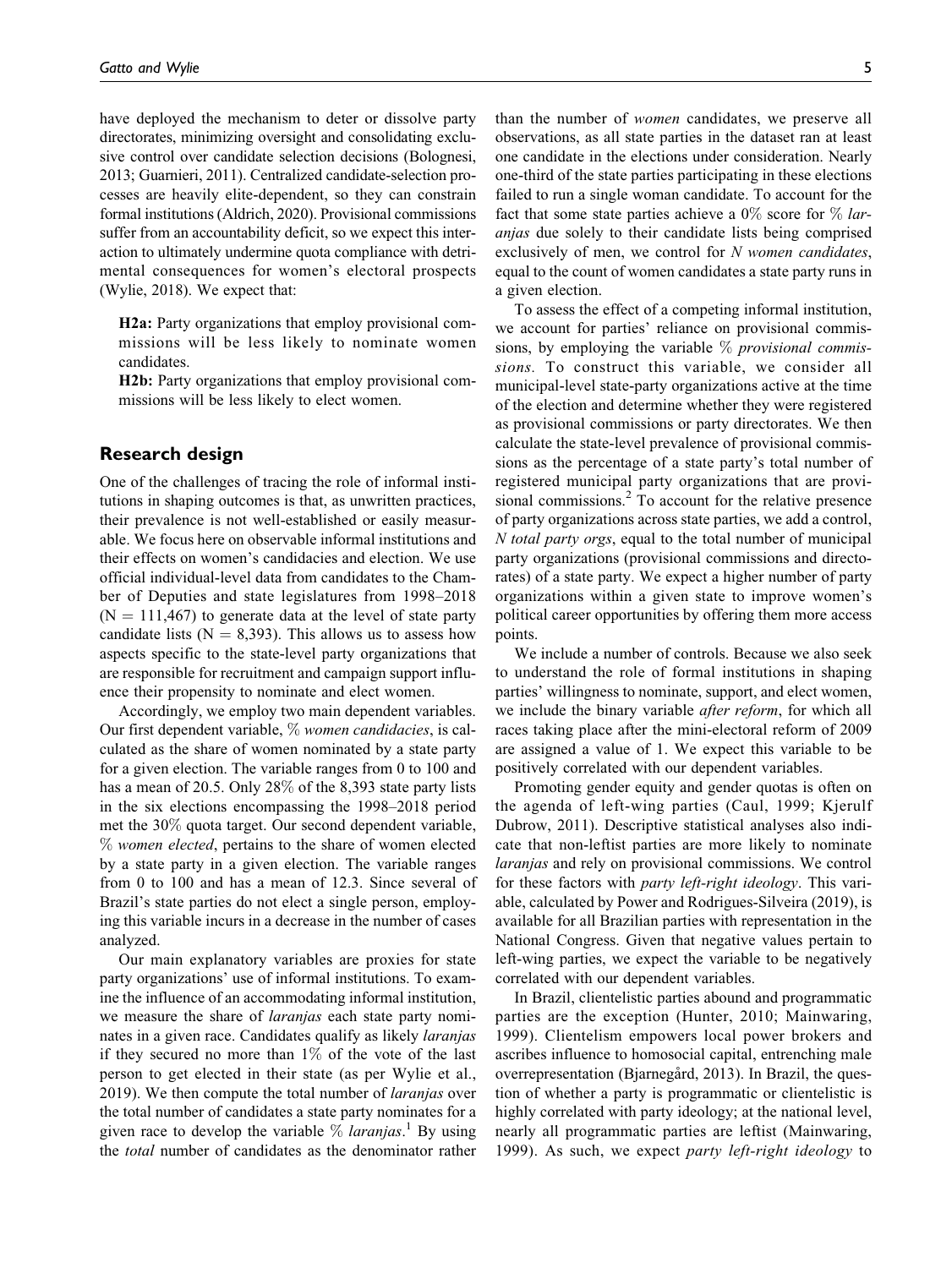have deployed the mechanism to deter or dissolve party directorates, minimizing oversight and consolidating exclusive control over candidate selection decisions (Bolognesi, 2013; Guarnieri, 2011). Centralized candidate-selection processes are heavily elite-dependent, so they can constrain formal institutions (Aldrich, 2020). Provisional commissions suffer from an accountability deficit, so we expect this interaction to ultimately undermine quota compliance with detrimental consequences for women's electoral prospects (Wylie, 2018). We expect that:

> **H2a:** Party organizations that employ provisional commissions will be less likely to nominate women candidates.
>
> **H2b:** Party organizations that employ provisional commissions will be less likely to elect women.

## Research design

One of the challenges of tracing the role of informal institutions in shaping outcomes is that, as unwritten practices, their prevalence is not well-established or easily measurable. We focus here on observable informal institutions and their effects on women's candidacies and election. We use official individual-level data from candidates to the Chamber of Deputies and state legislatures from 1998–2018 ($N = 111,467$) to generate data at the level of state party candidate lists ($N = 8,393$). This allows us to assess how aspects specific to the state-level party organizations that are responsible for recruitment and campaign support influence their propensity to nominate and elect women.

Accordingly, we employ two main dependent variables. Our first dependent variable, *% women candidacies*, is calculated as the share of women nominated by a state party for a given election. The variable ranges from 0 to 100 and has a mean of 20.5. Only 28% of the 8,393 state party lists in the six elections encompassing the 1998–2018 period met the 30% quota target. Our second dependent variable, *% women elected*, pertains to the share of women elected by a state party in a given election. The variable ranges from 0 to 100 and has a mean of 12.3. Since several of Brazil's state parties do not elect a single person, employing this variable incurs in a decrease in the number of cases analyzed.

Our main explanatory variables are proxies for state party organizations' use of informal institutions. To examine the influence of an accommodating informal institution, we measure the share of *laranjas* each state party nominates in a given race. Candidates qualify as likely *laranjas* if they secured no more than 1% of the vote of the last person to get elected in their state (as per Wylie et al., 2019). We then compute the total number of *laranjas* over the total number of candidates a state party nominates for a given race to develop the variable *% laranjas*.[1] By using the *total* number of candidates as the denominator rather than the number of *women* candidates, we preserve all observations, as all state parties in the dataset ran at least one candidate in the elections under consideration. Nearly one-third of the state parties participating in these elections failed to run a single woman candidate. To account for the fact that some state parties achieve a 0% score for *% laranjas* due solely to their candidate lists being comprised exclusively of men, we control for *N women candidates*, equal to the count of women candidates a state party runs in a given election.

To assess the effect of a competing informal institution, we account for parties' reliance on provisional commissions, by employing the variable *% provisional commissions*. To construct this variable, we consider all municipal-level state-party organizations active at the time of the election and determine whether they were registered as provisional commissions or party directorates. We then calculate the state-level prevalence of provisional commissions as the percentage of a state party's total number of registered municipal party organizations that are provisional commissions.[2] To account for the relative presence of party organizations across state parties, we add a control, *N total party orgs*, equal to the total number of municipal party organizations (provisional commissions and directorates) of a state party. We expect a higher number of party organizations within a given state to improve women's political career opportunities by offering them more access points.

We include a number of controls. Because we also seek to understand the role of formal institutions in shaping parties' willingness to nominate, support, and elect women, we include the binary variable *after reform*, for which all races taking place after the mini-electoral reform of 2009 are assigned a value of 1. We expect this variable to be positively correlated with our dependent variables.

Promoting gender equity and gender quotas is often on the agenda of left-wing parties (Caul, 1999; Kjerulf Dubrow, 2011). Descriptive statistical analyses also indicate that non-leftist parties are more likely to nominate *laranjas* and rely on provisional commissions. We control for these factors with *party left-right ideology*. This variable, calculated by Power and Rodrigues-Silveira (2019), is available for all Brazilian parties with representation in the National Congress. Given that negative values pertain to left-wing parties, we expect the variable to be negatively correlated with our dependent variables.

In Brazil, clientelistic parties abound and programmatic parties are the exception (Hunter, 2010; Mainwaring, 1999). Clientelism empowers local power brokers and ascribes influence to homosocial capital, entrenching male overrepresentation (Bjarnegård, 2013). In Brazil, the question of whether a party is programmatic or clientelistic is highly correlated with party ideology; at the national level, nearly all programmatic parties are leftist (Mainwaring, 1999). As such, we expect *party left-right ideology* to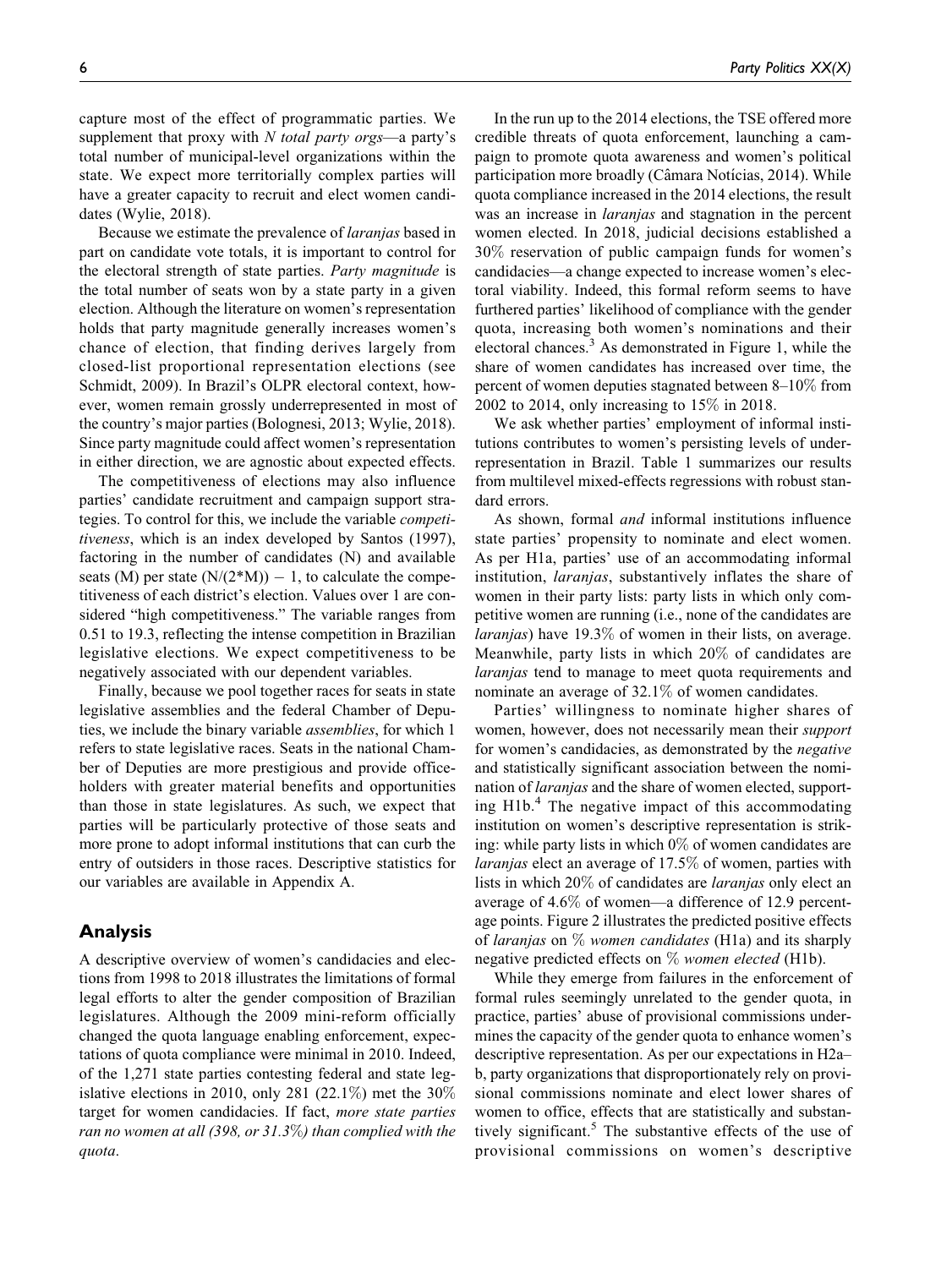capture most of the effect of programmatic parties. We supplement that proxy with *N total party orgs*—a party's total number of municipal-level organizations within the state. We expect more territorially complex parties will have a greater capacity to recruit and elect women candidates (Wylie, 2018).

Because we estimate the prevalence of *laranjas* based in part on candidate vote totals, it is important to control for the electoral strength of state parties. *Party magnitude* is the total number of seats won by a state party in a given election. Although the literature on women's representation holds that party magnitude generally increases women's chance of election, that finding derives largely from closed-list proportional representation elections (see Schmidt, 2009). In Brazil's OLPR electoral context, however, women remain grossly underrepresented in most of the country's major parties (Bolognesi, 2013; Wylie, 2018). Since party magnitude could affect women's representation in either direction, we are agnostic about expected effects.

The competitiveness of elections may also influence parties' candidate recruitment and campaign support strategies. To control for this, we include the variable *competitiveness*, which is an index developed by Santos (1997), factoring in the number of candidates (N) and available seats (M) per state $(N/(2*M)) - 1$, to calculate the competitiveness of each district's election. Values over 1 are considered "high competitiveness." The variable ranges from 0.51 to 19.3, reflecting the intense competition in Brazilian legislative elections. We expect competitiveness to be negatively associated with our dependent variables.

Finally, because we pool together races for seats in state legislative assemblies and the federal Chamber of Deputies, we include the binary variable *assemblies*, for which 1 refers to state legislative races. Seats in the national Chamber of Deputies are more prestigious and provide officeholders with greater material benefits and opportunities than those in state legislatures. As such, we expect that parties will be particularly protective of those seats and more prone to adopt informal institutions that can curb the entry of outsiders in those races. Descriptive statistics for our variables are available in Appendix A.

## Analysis

A descriptive overview of women's candidacies and elections from 1998 to 2018 illustrates the limitations of formal legal efforts to alter the gender composition of Brazilian legislatures. Although the 2009 mini-reform officially changed the quota language enabling enforcement, expectations of quota compliance were minimal in 2010. Indeed, of the 1,271 state parties contesting federal and state legislative elections in 2010, only 281 (22.1%) met the 30% target for women candidacies. If fact, *more state parties ran no women at all (398, or 31.3%) than complied with the quota*.

In the run up to the 2014 elections, the TSE offered more credible threats of quota enforcement, launching a campaign to promote quota awareness and women's political participation more broadly (Câmara Notícias, 2014). While quota compliance increased in the 2014 elections, the result was an increase in *laranjas* and stagnation in the percent women elected. In 2018, judicial decisions established a 30% reservation of public campaign funds for women's candidacies—a change expected to increase women's electoral viability. Indeed, this formal reform seems to have furthered parties' likelihood of compliance with the gender quota, increasing both women's nominations and their electoral chances.[3] As demonstrated in Figure 1, while the share of women candidates has increased over time, the percent of women deputies stagnated between 8–10% from 2002 to 2014, only increasing to 15% in 2018.

We ask whether parties' employment of informal institutions contributes to women's persisting levels of underrepresentation in Brazil. Table 1 summarizes our results from multilevel mixed-effects regressions with robust standard errors.

As shown, formal *and* informal institutions influence state parties' propensity to nominate and elect women. As per H1a, parties' use of an accommodating informal institution, *laranjas*, substantively inflates the share of women in their party lists: party lists in which only competitive women are running (i.e., none of the candidates are *laranjas*) have 19.3% of women in their lists, on average. Meanwhile, party lists in which 20% of candidates are *laranjas* tend to manage to meet quota requirements and nominate an average of 32.1% of women candidates.

Parties' willingness to nominate higher shares of women, however, does not necessarily mean their *support* for women's candidacies, as demonstrated by the *negative* and statistically significant association between the nomination of *laranjas* and the share of women elected, supporting H1b.[4] The negative impact of this accommodating institution on women's descriptive representation is striking: while party lists in which 0% of women candidates are *laranjas* elect an average of 17.5% of women, parties with lists in which 20% of candidates are *laranjas* only elect an average of 4.6% of women—a difference of 12.9 percentage points. Figure 2 illustrates the predicted positive effects of *laranjas* on *% women candidates* (H1a) and its sharply negative predicted effects on *% women elected* (H1b).

While they emerge from failures in the enforcement of formal rules seemingly unrelated to the gender quota, in practice, parties' abuse of provisional commissions undermines the capacity of the gender quota to enhance women's descriptive representation. As per our expectations in H2a–b, party organizations that disproportionately rely on provisional commissions nominate and elect lower shares of women to office, effects that are statistically and substantively significant.[5] The substantive effects of the use of provisional commissions on women's descriptive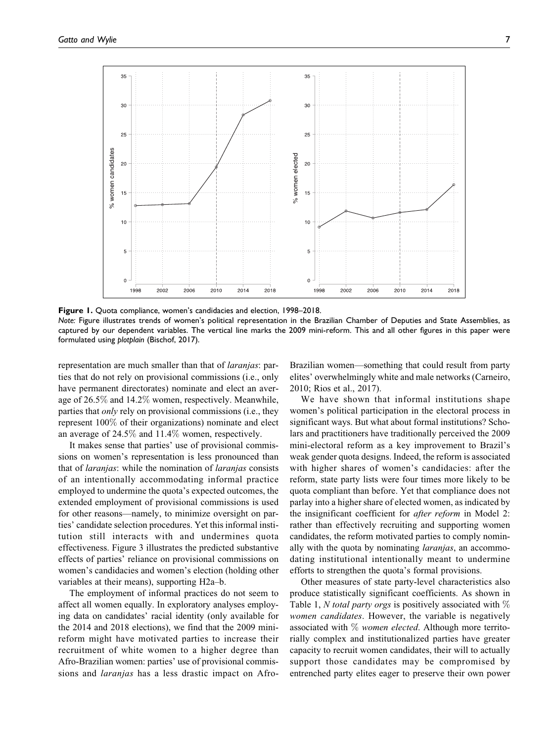**Figure 1.** Quota compliance, women's candidacies and election, 1998–2018.

*Note:* Figure illustrates trends of women's political representation in the Brazilian Chamber of Deputies and State Assemblies, as captured by our dependent variables. The vertical line marks the 2009 mini-reform. This and all other figures in this paper were formulated using *plotplain* (Bischof, 2017).

representation are much smaller than that of *laranjas*: parties that do not rely on provisional commissions (i.e., only have permanent directorates) nominate and elect an average of 26.5% and 14.2% women, respectively. Meanwhile, parties that *only* rely on provisional commissions (i.e., they represent 100% of their organizations) nominate and elect an average of 24.5% and 11.4% women, respectively.

It makes sense that parties' use of provisional commissions on women's representation is less pronounced than that of *laranjas*: while the nomination of *laranjas* consists of an intentionally accommodating informal practice employed to undermine the quota's expected outcomes, the extended employment of provisional commissions is used for other reasons—namely, to minimize oversight on parties' candidate selection procedures. Yet this informal institution still interacts with and undermines quota effectiveness. Figure 3 illustrates the predicted substantive effects of parties' reliance on provisional commissions on women's candidacies and women's election (holding other variables at their means), supporting H2a–b.

The employment of informal practices do not seem to affect all women equally. In exploratory analyses employing data on candidates' racial identity (only available for the 2014 and 2018 elections), we find that the 2009 mini-reform might have motivated parties to increase their recruitment of white women to a higher degree than Afro-Brazilian women: parties' use of provisional commissions and *laranjas* has a less drastic impact on Afro-Brazilian women—something that could result from party elites' overwhelmingly white and male networks (Carneiro, 2010; Rios et al., 2017).

We have shown that informal institutions shape women's political participation in the electoral process in significant ways. But what about formal institutions? Scholars and practitioners have traditionally perceived the 2009 mini-electoral reform as a key improvement to Brazil's weak gender quota designs. Indeed, the reform is associated with higher shares of women's candidacies: after the reform, state party lists were four times more likely to be quota compliant than before. Yet that compliance does not parlay into a higher share of elected women, as indicated by the insignificant coefficient for *after reform* in Model 2: rather than effectively recruiting and supporting women candidates, the reform motivated parties to comply nominally with the quota by nominating *laranjas*, an accommodating institutional intentionally meant to undermine efforts to strengthen the quota's formal provisions.

Other measures of state party-level characteristics also produce statistically significant coefficients. As shown in Table 1, *N total party orgs* is positively associated with *% women candidates*. However, the variable is negatively associated with *% women elected*. Although more territorially complex and institutionalized parties have greater capacity to recruit women candidates, their will to actually support those candidates may be compromised by entrenched party elites eager to preserve their own power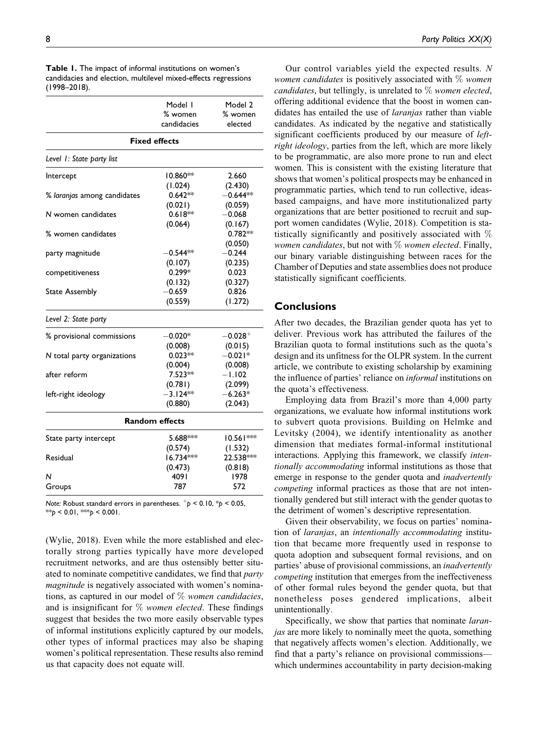**Table 1.** The impact of informal institutions on women's candidacies and election, multilevel mixed-effects regressions (1998–2018).

| | Model 1 % women candidacies | Model 2 % women elected |
|---|---|---|
| **Fixed effects** | | |
| *Level 1: State party list* | | |
| Intercept | 10.860** | 2.660 |
| | (1.024) | (2.430) |
| % *laranjas* among candidates | 0.642** | −0.644** |
| | (0.021) | (0.059) |
| N women candidates | 0.618** | −0.068 |
| | (0.064) | (0.167) |
| % women candidates | | 0.782** |
| | | (0.050) |
| party magnitude | −0.544** | −0.244 |
| | (0.107) | (0.235) |
| competitiveness | 0.299* | 0.023 |
| | (0.132) | (0.327) |
| State Assembly | −0.659 | 0.826 |
| | (0.559) | (1.272) |
| *Level 2: State party* | | |
| % provisional commissions | −0.020* | $-0.028^{+}$ |
| | (0.008) | (0.015) |
| N total party organizations | 0.023** | −0.021* |
| | (0.004) | (0.008) |
| after reform | 7.523** | −1.102 |
| | (0.781) | (2.099) |
| left-right ideology | −3.124** | −6.263* |
| | (0.880) | (2.043) |
| **Random effects** | | |
| State party intercept | 5.688*** | 10.561*** |
| | (0.574) | (1.532) |
| Residual | 16.734*** | 22.538*** |
| | (0.473) | (0.818) |
| N | 4091 | 1978 |
| Groups | 787 | 572 |

*Note:* Robust standard errors in parentheses. $^{+}p < 0.10$, $^{*}p < 0.05$, $^{**}p < 0.01$, $^{***}p < 0.001$.

(Wylie, 2018). Even while the more established and electorally strong parties typically have more developed recruitment networks, and are thus ostensibly better situated to nominate competitive candidates, we find that *party magnitude* is negatively associated with women's nominations, as captured in our model of % *women candidacies*, and is insignificant for % *women elected*. These findings suggest that besides the two more easily observable types of informal institutions explicitly captured by our models, other types of informal practices may also be shaping women's political representation. These results also remind us that capacity does not equate will.

Our control variables yield the expected results. *N women candidates* is positively associated with % *women candidates*, but tellingly, is unrelated to % *women elected*, offering additional evidence that the boost in women candidates has entailed the use of *laranjas* rather than viable candidates. As indicated by the negative and statistically significant coefficients produced by our measure of *left-right ideology*, parties from the left, which are more likely to be programmatic, are also more prone to run and elect women. This is consistent with the existing literature that shows that women's political prospects may be enhanced in programmatic parties, which tend to run collective, ideas-based campaigns, and have more institutionalized party organizations that are better positioned to recruit and support women candidates (Wylie, 2018). Competition is statistically significantly and positively associated with % *women candidates*, but not with % *women elected*. Finally, our binary variable distinguishing between races for the Chamber of Deputies and state assemblies does not produce statistically significant coefficients.

## Conclusions

After two decades, the Brazilian gender quota has yet to deliver. Previous work has attributed the failures of the Brazilian quota to formal institutions such as the quota's design and its unfitness for the OLPR system. In the current article, we contribute to existing scholarship by examining the influence of parties' reliance on *informal* institutions on the quota's effectiveness.

Employing data from Brazil's more than 4,000 party organizations, we evaluate how informal institutions work to subvert quota provisions. Building on Helmke and Levitsky (2004), we identify intentionality as another dimension that mediates formal-informal institutional interactions. Applying this framework, we classify *intentionally accommodating* informal institutions as those that emerge in response to the gender quota and *inadvertently competing* informal practices as those that are not intentionally gendered but still interact with the gender quotas to the detriment of women's descriptive representation.

Given their observability, we focus on parties' nomination of *laranjas*, an *intentionally accommodating* institution that became more frequently used in response to quota adoption and subsequent formal revisions, and on parties' abuse of provisional commissions, an *inadvertently competing* institution that emerges from the ineffectiveness of other formal rules beyond the gender quota, but that nonetheless poses gendered implications, albeit unintentionally.

Specifically, we show that parties that nominate *laranjas* are more likely to nominally meet the quota, something that negatively affects women's election. Additionally, we find that a party's reliance on provisional commissions—which undermines accountability in party decision-making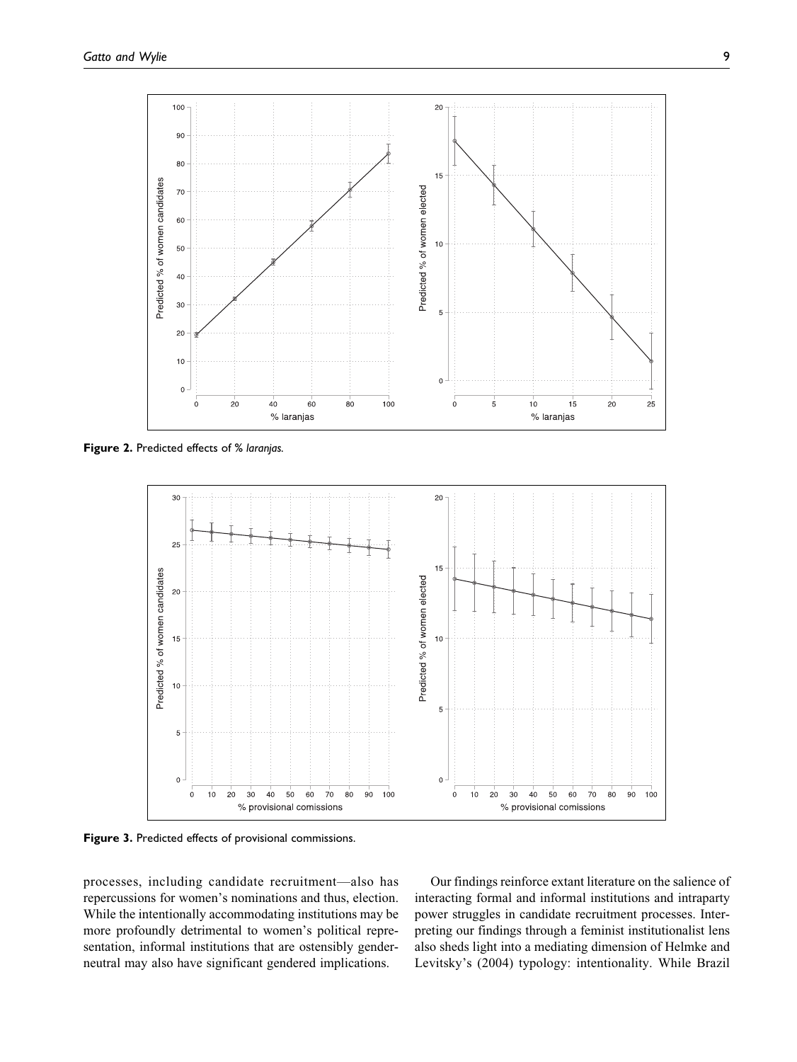Figure 2. Predicted effects of % *laranjas*.

Figure 3. Predicted effects of provisional commissions.

processes, including candidate recruitment—also has repercussions for women's nominations and thus, election. While the intentionally accommodating institutions may be more profoundly detrimental to women's political representation, informal institutions that are ostensibly gender-neutral may also have significant gendered implications.

Our findings reinforce extant literature on the salience of interacting formal and informal institutions and intraparty power struggles in candidate recruitment processes. Interpreting our findings through a feminist institutionalist lens also sheds light into a mediating dimension of Helmke and Levitsky's (2004) typology: intentionality. While Brazil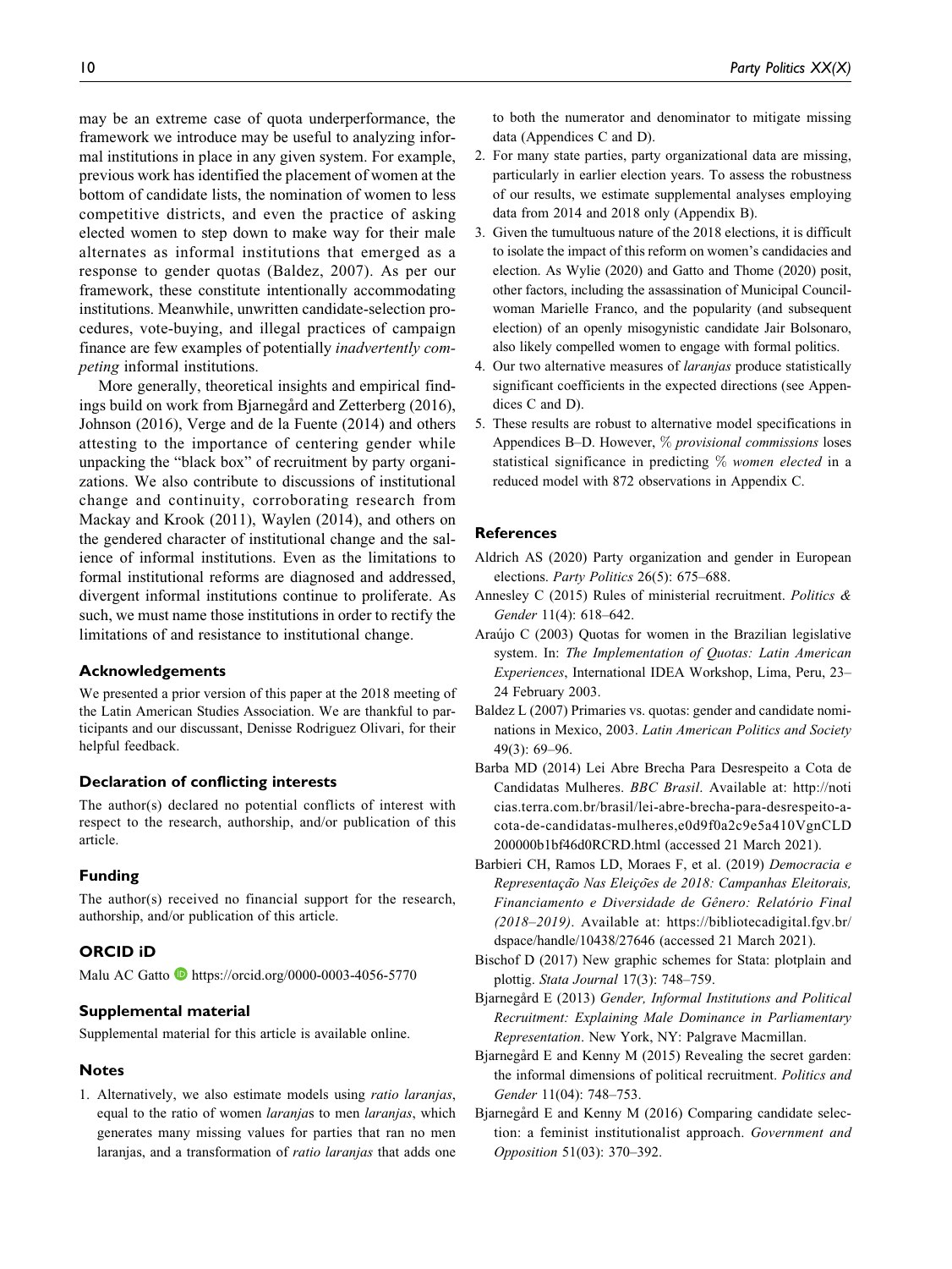may be an extreme case of quota underperformance, the framework we introduce may be useful to analyzing informal institutions in place in any given system. For example, previous work has identified the placement of women at the bottom of candidate lists, the nomination of women to less competitive districts, and even the practice of asking elected women to step down to make way for their male alternates as informal institutions that emerged as a response to gender quotas (Baldez, 2007). As per our framework, these constitute intentionally accommodating institutions. Meanwhile, unwritten candidate-selection procedures, vote-buying, and illegal practices of campaign finance are few examples of potentially *inadvertently competing* informal institutions.

More generally, theoretical insights and empirical findings build on work from Bjarnegård and Zetterberg (2016), Johnson (2016), Verge and de la Fuente (2014) and others attesting to the importance of centering gender while unpacking the "black box" of recruitment by party organizations. We also contribute to discussions of institutional change and continuity, corroborating research from Mackay and Krook (2011), Waylen (2014), and others on the gendered character of institutional change and the salience of informal institutions. Even as the limitations to formal institutional reforms are diagnosed and addressed, divergent informal institutions continue to proliferate. As such, we must name those institutions in order to rectify the limitations of and resistance to institutional change.

### Acknowledgements

We presented a prior version of this paper at the 2018 meeting of the Latin American Studies Association. We are thankful to participants and our discussant, Denisse Rodriguez Olivari, for their helpful feedback.

### Declaration of conflicting interests

The author(s) declared no potential conflicts of interest with respect to the research, authorship, and/or publication of this article.

### Funding

The author(s) received no financial support for the research, authorship, and/or publication of this article.

### ORCID iD

Malu AC Gatto https://orcid.org/0000-0003-4056-5770

### Supplemental material

Supplemental material for this article is available online.

### Notes

1. Alternatively, we also estimate models using *ratio laranjas*, equal to the ratio of women *laranja*s to men *laranjas*, which generates many missing values for parties that ran no men laranjas, and a transformation of *ratio laranjas* that adds one to both the numerator and denominator to mitigate missing data (Appendices C and D).
2. For many state parties, party organizational data are missing, particularly in earlier election years. To assess the robustness of our results, we estimate supplemental analyses employing data from 2014 and 2018 only (Appendix B).
3. Given the tumultuous nature of the 2018 elections, it is difficult to isolate the impact of this reform on women's candidacies and election. As Wylie (2020) and Gatto and Thome (2020) posit, other factors, including the assassination of Municipal Councilwoman Marielle Franco, and the popularity (and subsequent election) of an openly misogynistic candidate Jair Bolsonaro, also likely compelled women to engage with formal politics.
4. Our two alternative measures of *laranjas* produce statistically significant coefficients in the expected directions (see Appendices C and D).
5. These results are robust to alternative model specifications in Appendices B–D. However, *% provisional commissions* loses statistical significance in predicting *% women elected* in a reduced model with 872 observations in Appendix C.

### References

Aldrich AS (2020) Party organization and gender in European elections. *Party Politics* 26(5): 675–688.

Annesley C (2015) Rules of ministerial recruitment. *Politics & Gender* 11(4): 618–642.

Araújo C (2003) Quotas for women in the Brazilian legislative system. In: *The Implementation of Quotas: Latin American Experiences*, International IDEA Workshop, Lima, Peru, 23–24 February 2003.

Baldez L (2007) Primaries vs. quotas: gender and candidate nominations in Mexico, 2003. *Latin American Politics and Society* 49(3): 69–96.

Barba MD (2014) Lei Abre Brecha Para Desrespeito a Cota de Candidatas Mulheres. *BBC Brasil*. Available at: http://noticias.terra.com.br/brasil/lei-abre-brecha-para-desrespeito-a-cota-de-candidatas-mulheres,e0d9f0a2c9e5a410VgnCLD200000b1bf46d0RCRD.html (accessed 21 March 2021).

Barbieri CH, Ramos LD, Moraes F, et al. (2019) *Democracia e Representação Nas Eleições de 2018: Campanhas Eleitorais, Financiamento e Diversidade de Gênero: Relatório Final (2018–2019)*. Available at: https://bibliotecadigital.fgv.br/dspace/handle/10438/27646 (accessed 21 March 2021).

Bischof D (2017) New graphic schemes for Stata: plotplain and plottig. *Stata Journal* 17(3): 748–759.

Bjarnegård E (2013) *Gender, Informal Institutions and Political Recruitment: Explaining Male Dominance in Parliamentary Representation*. New York, NY: Palgrave Macmillan.

Bjarnegård E and Kenny M (2015) Revealing the secret garden: the informal dimensions of political recruitment. *Politics and Gender* 11(04): 748–753.

Bjarnegård E and Kenny M (2016) Comparing candidate selection: a feminist institutionalist approach. *Government and Opposition* 51(03): 370–392.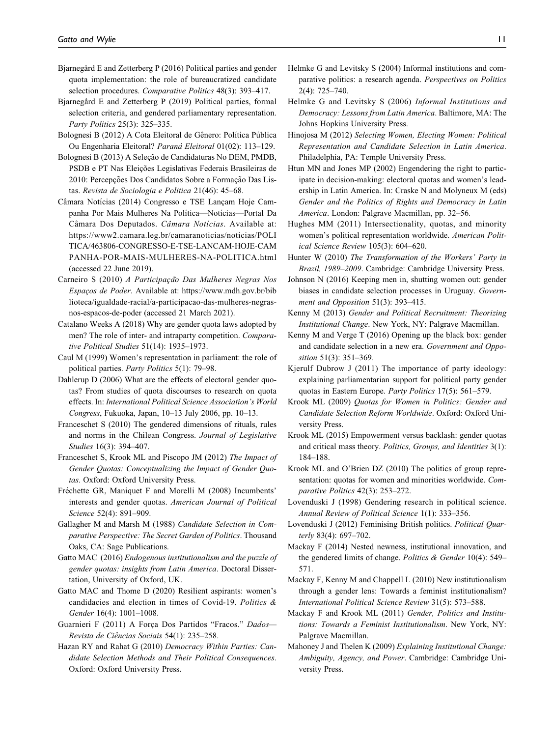Bjarnegård E and Zetterberg P (2016) Political parties and gender quota implementation: the role of bureaucratized candidate selection procedures. *Comparative Politics* 48(3): 393–417.

Bjarnegård E and Zetterberg P (2019) Political parties, formal selection criteria, and gendered parliamentary representation. *Party Politics* 25(3): 325–335.

Bolognesi B (2012) A Cota Eleitoral de Gênero: Política Pública Ou Engenharia Eleitoral? *Paraná Eleitoral* 01(02): 113–129.

Bolognesi B (2013) A Seleção de Candidaturas No DEM, PMDB, PSDB e PT Nas Eleições Legislativas Federais Brasileiras de 2010: Percepções Dos Candidatos Sobre a Formação Das Listas. *Revista de Sociologia e Politica* 21(46): 45–68.

Câmara Notícias (2014) Congresso e TSE Lançam Hoje Campanha Por Mais Mulheres Na Política—Notícias—Portal Da Câmara Dos Deputados. *Câmara Notícias*. Available at: https://www2.camara.leg.br/camaranoticias/noticias/POLITICA/463806-CONGRESSO-E-TSE-LANCAM-HOJE-CAMPANHA-POR-MAIS-MULHERES-NA-POLITICA.html (accessed 22 June 2019).

Carneiro S (2010) *A Participação Das Mulheres Negras Nos Espaços de Poder*. Available at: https://www.mdh.gov.br/biblioteca/igualdade-racial/a-participacao-das-mulheres-negras-nos-espacos-de-poder (accessed 21 March 2021).

Catalano Weeks A (2018) Why are gender quota laws adopted by men? The role of inter- and intraparty competition. *Comparative Political Studies* 51(14): 1935–1973.

Caul M (1999) Women's representation in parliament: the role of political parties. *Party Politics* 5(1): 79–98.

Dahlerup D (2006) What are the effects of electoral gender quotas? From studies of quota discourses to research on quota effects. In: *International Political Science Association's World Congress*, Fukuoka, Japan, 10–13 July 2006, pp. 10–13.

Franceschet S (2010) The gendered dimensions of rituals, rules and norms in the Chilean Congress. *Journal of Legislative Studies* 16(3): 394–407.

Franceschet S, Krook ML and Piscopo JM (2012) *The Impact of Gender Quotas: Conceptualizing the Impact of Gender Quotas*. Oxford: Oxford University Press.

Fréchette GR, Maniquet F and Morelli M (2008) Incumbents' interests and gender quotas. *American Journal of Political Science* 52(4): 891–909.

Gallagher M and Marsh M (1988) *Candidate Selection in Comparative Perspective: The Secret Garden of Politics*. Thousand Oaks, CA: Sage Publications.

Gatto MAC (2016) *Endogenous institutionalism and the puzzle of gender quotas: insights from Latin America*. Doctoral Dissertation, University of Oxford, UK.

Gatto MAC and Thome D (2020) Resilient aspirants: women's candidacies and election in times of Covid-19. *Politics & Gender* 16(4): 1001–1008.

Guarnieri F (2011) A Força Dos Partidos "Fracos." *Dados—Revista de Ciências Sociais* 54(1): 235–258.

Hazan RY and Rahat G (2010) *Democracy Within Parties: Candidate Selection Methods and Their Political Consequences*. Oxford: Oxford University Press.

Helmke G and Levitsky S (2004) Informal institutions and comparative politics: a research agenda. *Perspectives on Politics* 2(4): 725–740.

Helmke G and Levitsky S (2006) *Informal Institutions and Democracy: Lessons from Latin America*. Baltimore, MA: The Johns Hopkins University Press.

Hinojosa M (2012) *Selecting Women, Electing Women: Political Representation and Candidate Selection in Latin America*. Philadelphia, PA: Temple University Press.

Htun MN and Jones MP (2002) Engendering the right to participate in decision-making: electoral quotas and women's leadership in Latin America. In: Craske N and Molyneux M (eds) *Gender and the Politics of Rights and Democracy in Latin America*. London: Palgrave Macmillan, pp. 32–56.

Hughes MM (2011) Intersectionality, quotas, and minority women's political representation worldwide. *American Political Science Review* 105(3): 604–620.

Hunter W (2010) *The Transformation of the Workers' Party in Brazil, 1989–2009*. Cambridge: Cambridge University Press.

Johnson N (2016) Keeping men in, shutting women out: gender biases in candidate selection processes in Uruguay. *Government and Opposition* 51(3): 393–415.

Kenny M (2013) *Gender and Political Recruitment: Theorizing Institutional Change*. New York, NY: Palgrave Macmillan.

Kenny M and Verge T (2016) Opening up the black box: gender and candidate selection in a new era. *Government and Opposition* 51(3): 351–369.

Kjerulf Dubrow J (2011) The importance of party ideology: explaining parliamentarian support for political party gender quotas in Eastern Europe. *Party Politics* 17(5): 561–579.

Krook ML (2009) *Quotas for Women in Politics: Gender and Candidate Selection Reform Worldwide*. Oxford: Oxford University Press.

Krook ML (2015) Empowerment versus backlash: gender quotas and critical mass theory. *Politics, Groups, and Identities* 3(1): 184–188.

Krook ML and O'Brien DZ (2010) The politics of group representation: quotas for women and minorities worldwide. *Comparative Politics* 42(3): 253–272.

Lovenduski J (1998) Gendering research in political science. *Annual Review of Political Science* 1(1): 333–356.

Lovenduski J (2012) Feminising British politics. *Political Quarterly* 83(4): 697–702.

Mackay F (2014) Nested newness, institutional innovation, and the gendered limits of change. *Politics & Gender* 10(4): 549–571.

Mackay F, Kenny M and Chappell L (2010) New institutionalism through a gender lens: Towards a feminist institutionalism? *International Political Science Review* 31(5): 573–588.

Mackay F and Krook ML (2011) *Gender, Politics and Institutions: Towards a Feminist Institutionalism*. New York, NY: Palgrave Macmillan.

Mahoney J and Thelen K (2009) *Explaining Institutional Change: Ambiguity, Agency, and Power*. Cambridge: Cambridge University Press.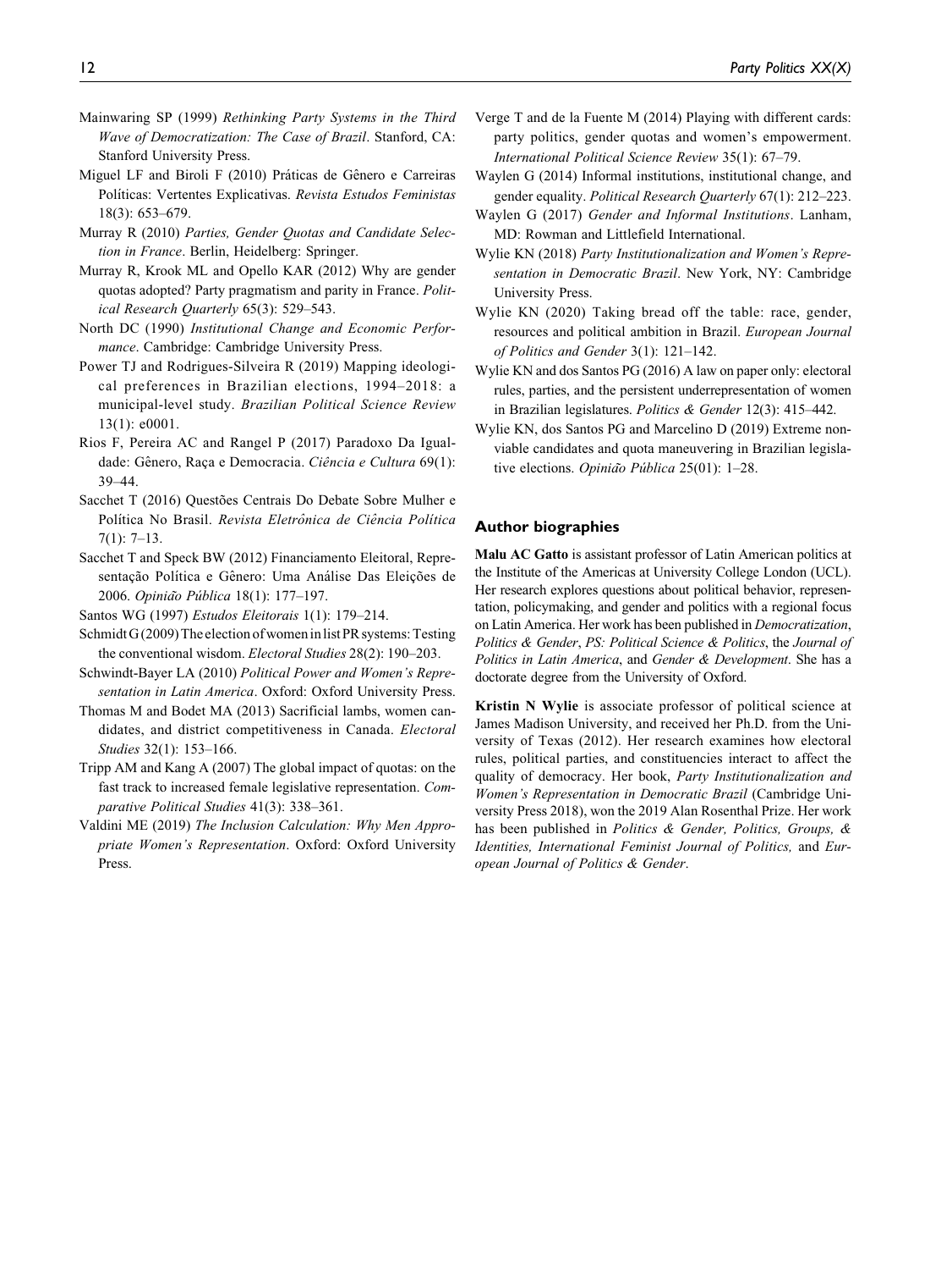Mainwaring SP (1999) *Rethinking Party Systems in the Third Wave of Democratization: The Case of Brazil*. Stanford, CA: Stanford University Press.

Miguel LF and Biroli F (2010) Práticas de Gênero e Carreiras Políticas: Vertentes Explicativas. *Revista Estudos Feministas* 18(3): 653–679.

Murray R (2010) *Parties, Gender Quotas and Candidate Selection in France*. Berlin, Heidelberg: Springer.

Murray R, Krook ML and Opello KAR (2012) Why are gender quotas adopted? Party pragmatism and parity in France. *Political Research Quarterly* 65(3): 529–543.

North DC (1990) *Institutional Change and Economic Performance*. Cambridge: Cambridge University Press.

Power TJ and Rodrigues-Silveira R (2019) Mapping ideological preferences in Brazilian elections, 1994–2018: a municipal-level study. *Brazilian Political Science Review* 13(1): e0001.

Rios F, Pereira AC and Rangel P (2017) Paradoxo Da Igualdade: Gênero, Raça e Democracia. *Ciência e Cultura* 69(1): 39–44.

Sacchet T (2016) Questões Centrais Do Debate Sobre Mulher e Política No Brasil. *Revista Eletrônica de Ciência Política* 7(1): 7–13.

Sacchet T and Speck BW (2012) Financiamento Eleitoral, Representação Política e Gênero: Uma Análise Das Eleições de 2006. *Opinião Pública* 18(1): 177–197.

Santos WG (1997) *Estudos Eleitorais* 1(1): 179–214.

Schmidt G (2009) The election of women in list PR systems: Testing the conventional wisdom. *Electoral Studies* 28(2): 190–203.

Schwindt-Bayer LA (2010) *Political Power and Women's Representation in Latin America*. Oxford: Oxford University Press.

Thomas M and Bodet MA (2013) Sacrificial lambs, women candidates, and district competitiveness in Canada. *Electoral Studies* 32(1): 153–166.

Tripp AM and Kang A (2007) The global impact of quotas: on the fast track to increased female legislative representation. *Comparative Political Studies* 41(3): 338–361.

Valdini ME (2019) *The Inclusion Calculation: Why Men Appropriate Women's Representation*. Oxford: Oxford University Press.

Verge T and de la Fuente M (2014) Playing with different cards: party politics, gender quotas and women's empowerment. *International Political Science Review* 35(1): 67–79.

Waylen G (2014) Informal institutions, institutional change, and gender equality. *Political Research Quarterly* 67(1): 212–223.

Waylen G (2017) *Gender and Informal Institutions*. Lanham, MD: Rowman and Littlefield International.

Wylie KN (2018) *Party Institutionalization and Women's Representation in Democratic Brazil*. New York, NY: Cambridge University Press.

Wylie KN (2020) Taking bread off the table: race, gender, resources and political ambition in Brazil. *European Journal of Politics and Gender* 3(1): 121–142.

Wylie KN and dos Santos PG (2016) A law on paper only: electoral rules, parties, and the persistent underrepresentation of women in Brazilian legislatures. *Politics & Gender* 12(3): 415–442.

Wylie KN, dos Santos PG and Marcelino D (2019) Extreme non-viable candidates and quota maneuvering in Brazilian legislative elections. *Opinião Pública* 25(01): 1–28.

## Author biographies

**Malu AC Gatto** is assistant professor of Latin American politics at the Institute of the Americas at University College London (UCL). Her research explores questions about political behavior, representation, policymaking, and gender and politics with a regional focus on Latin America. Her work has been published in *Democratization*, *Politics & Gender*, *PS: Political Science & Politics*, the *Journal of Politics in Latin America*, and *Gender & Development*. She has a doctorate degree from the University of Oxford.

**Kristin N Wylie** is associate professor of political science at James Madison University, and received her Ph.D. from the University of Texas (2012). Her research examines how electoral rules, political parties, and constituencies interact to affect the quality of democracy. Her book, *Party Institutionalization and Women's Representation in Democratic Brazil* (Cambridge University Press 2018), won the 2019 Alan Rosenthal Prize. Her work has been published in *Politics & Gender, Politics, Groups, & Identities, International Feminist Journal of Politics,* and *European Journal of Politics & Gender*.